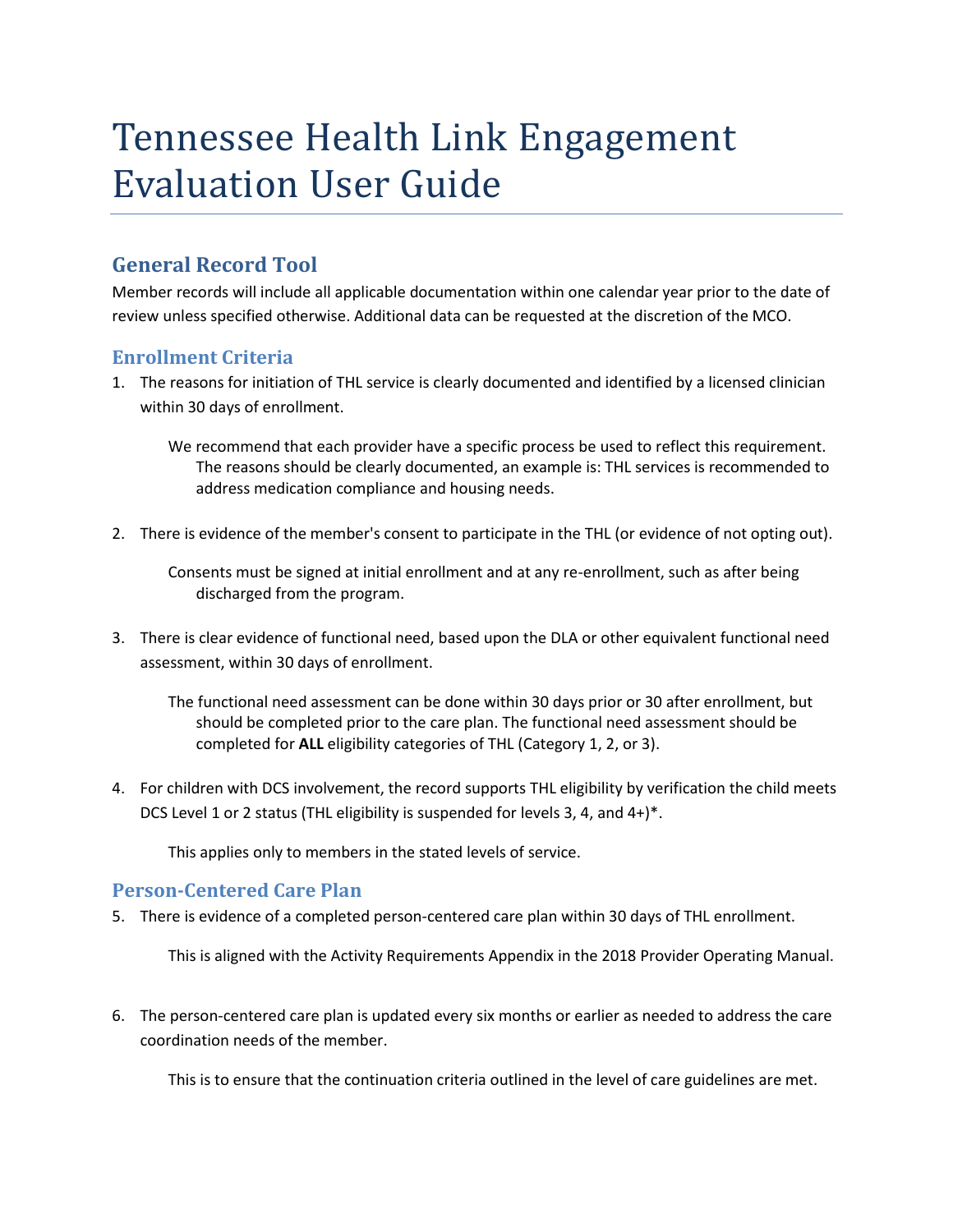# Tennessee Health Link Engagement Evaluation User Guide

## General Record Tool

Member records will include all applicable documentation within one calendar year prior to the date of review unless specified otherwise. Additional data can be requested at the discretion of the MCO.

### Enrollment Criteria

1. The reasons for initiation of THL service is clearly documented and identified by a licensed clinician within 30 days of enrollment.

   We recommend that each provider have a specific process be used to reflect this requirement. The reasons should be clearly documented, an example is: THL services is recommended to address medication compliance and housing needs.

2. There is evidence of the member's consent to participate in the THL (or evidence of not opting out).

   Consents must be signed at initial enrollment and at any re-enrollment, such as after being discharged from the program.

3. There is clear evidence of functional need, based upon the DLA or other equivalent functional need assessment, within 30 days of enrollment.

   The functional need assessment can be done within 30 days prior or 30 after enrollment, but should be completed prior to the care plan. The functional need assessment should be completed for **ALL** eligibility categories of THL (Category 1, 2, or 3).

4. For children with DCS involvement, the record supports THL eligibility by verification the child meets DCS Level 1 or 2 status (THL eligibility is suspended for levels 3, 4, and 4+)*.

   This applies only to members in the stated levels of service.

### Person-Centered Care Plan

5. There is evidence of a completed person-centered care plan within 30 days of THL enrollment.

   This is aligned with the Activity Requirements Appendix in the 2018 Provider Operating Manual.

6. The person-centered care plan is updated every six months or earlier as needed to address the care coordination needs of the member.

   This is to ensure that the continuation criteria outlined in the level of care guidelines are met.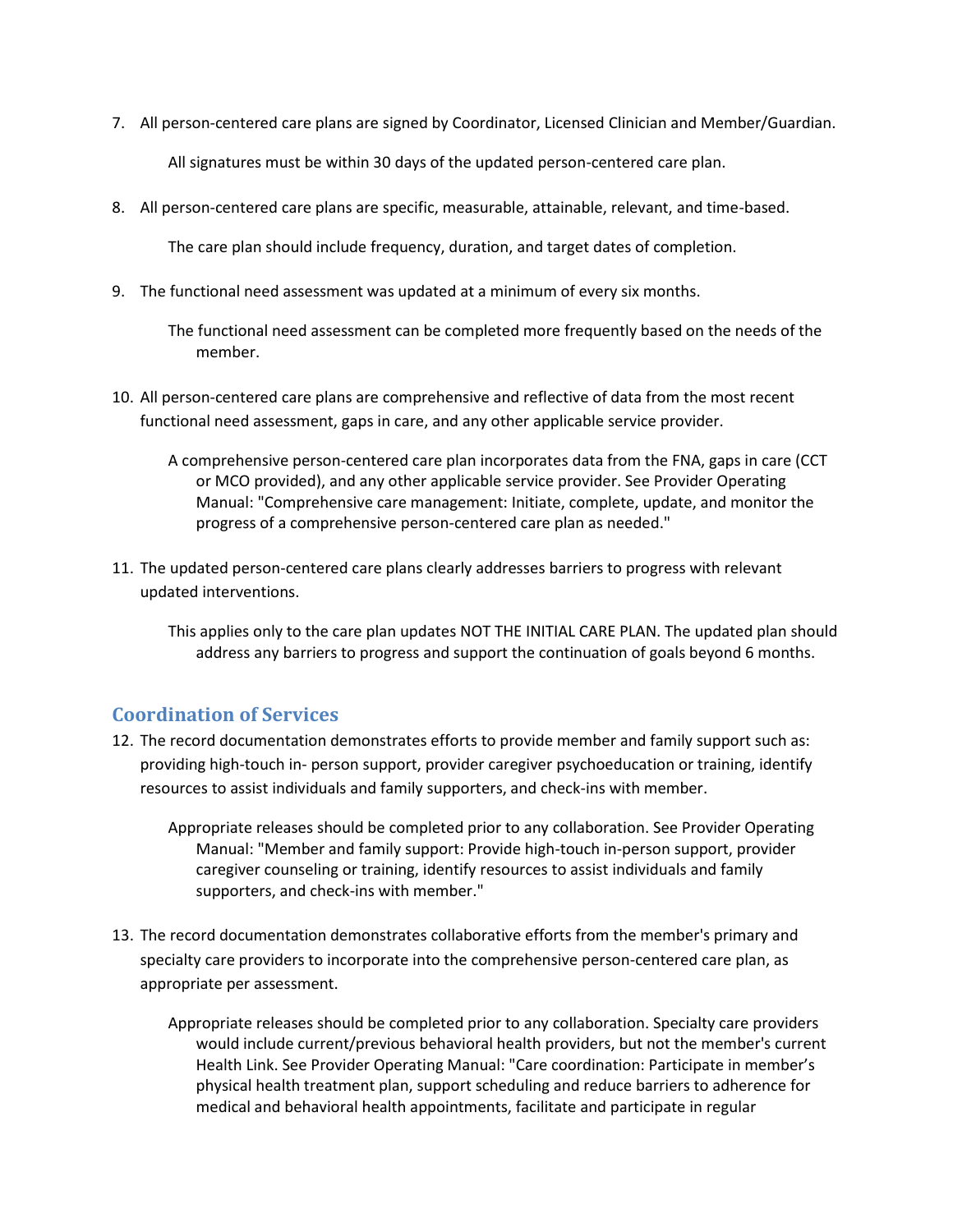7. All person-centered care plans are signed by Coordinator, Licensed Clinician and Member/Guardian.

    All signatures must be within 30 days of the updated person-centered care plan.

8. All person-centered care plans are specific, measurable, attainable, relevant, and time-based.

    The care plan should include frequency, duration, and target dates of completion.

9. The functional need assessment was updated at a minimum of every six months.

    The functional need assessment can be completed more frequently based on the needs of the member.

10. All person-centered care plans are comprehensive and reflective of data from the most recent functional need assessment, gaps in care, and any other applicable service provider.

    A comprehensive person-centered care plan incorporates data from the FNA, gaps in care (CCT or MCO provided), and any other applicable service provider. See Provider Operating Manual: "Comprehensive care management: Initiate, complete, update, and monitor the progress of a comprehensive person-centered care plan as needed."

11. The updated person-centered care plans clearly addresses barriers to progress with relevant updated interventions.

    This applies only to the care plan updates NOT THE INITIAL CARE PLAN. The updated plan should address any barriers to progress and support the continuation of goals beyond 6 months.

## Coordination of Services

12. The record documentation demonstrates efforts to provide member and family support such as: providing high-touch in- person support, provider caregiver psychoeducation or training, identify resources to assist individuals and family supporters, and check-ins with member.

    Appropriate releases should be completed prior to any collaboration. See Provider Operating Manual: "Member and family support: Provide high-touch in-person support, provider caregiver counseling or training, identify resources to assist individuals and family supporters, and check-ins with member."

13. The record documentation demonstrates collaborative efforts from the member's primary and specialty care providers to incorporate into the comprehensive person-centered care plan, as appropriate per assessment.

    Appropriate releases should be completed prior to any collaboration. Specialty care providers would include current/previous behavioral health providers, but not the member's current Health Link. See Provider Operating Manual: "Care coordination: Participate in member's physical health treatment plan, support scheduling and reduce barriers to adherence for medical and behavioral health appointments, facilitate and participate in regular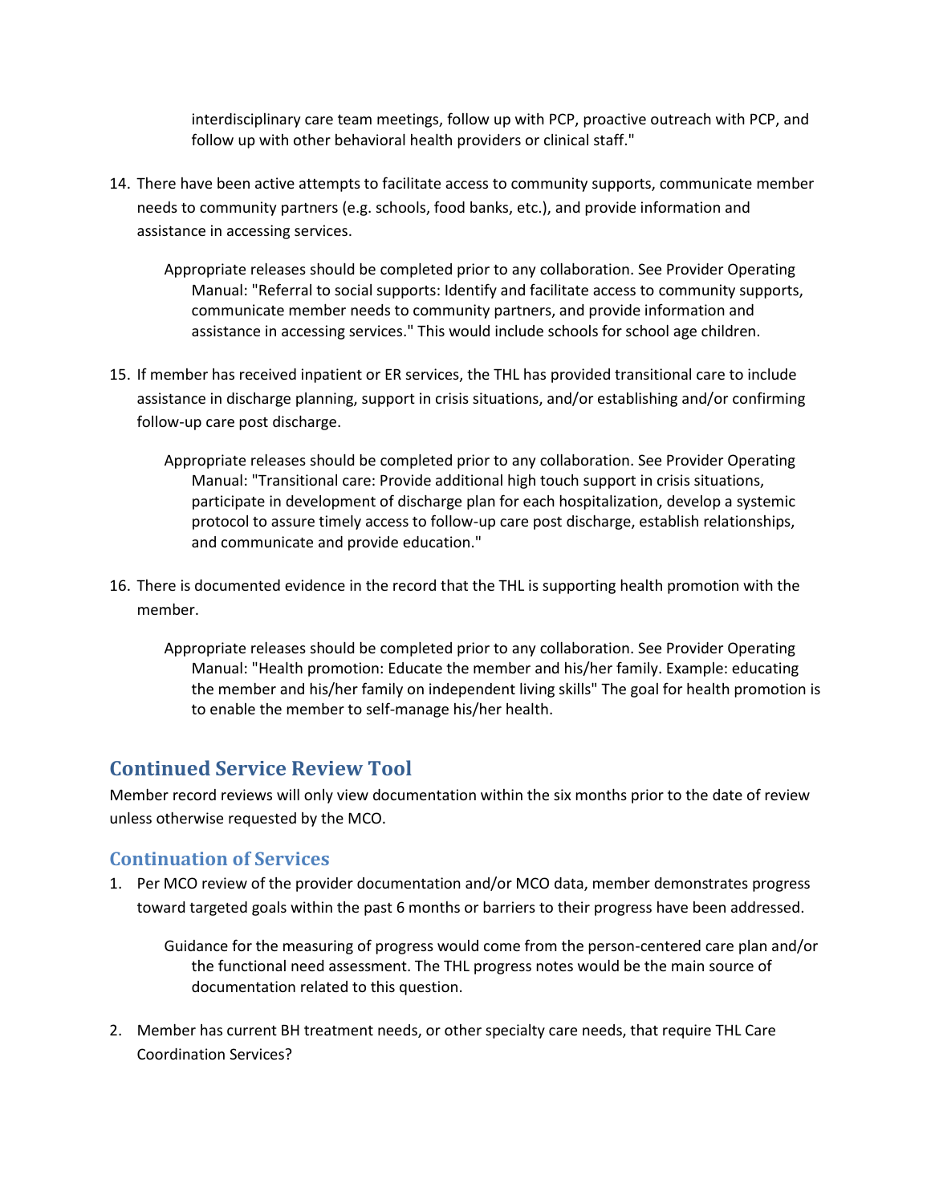interdisciplinary care team meetings, follow up with PCP, proactive outreach with PCP, and follow up with other behavioral health providers or clinical staff."

14. There have been active attempts to facilitate access to community supports, communicate member needs to community partners (e.g. schools, food banks, etc.), and provide information and assistance in accessing services.

    Appropriate releases should be completed prior to any collaboration. See Provider Operating Manual: "Referral to social supports: Identify and facilitate access to community supports, communicate member needs to community partners, and provide information and assistance in accessing services." This would include schools for school age children.

15. If member has received inpatient or ER services, the THL has provided transitional care to include assistance in discharge planning, support in crisis situations, and/or establishing and/or confirming follow-up care post discharge.

    Appropriate releases should be completed prior to any collaboration. See Provider Operating Manual: "Transitional care: Provide additional high touch support in crisis situations, participate in development of discharge plan for each hospitalization, develop a systemic protocol to assure timely access to follow-up care post discharge, establish relationships, and communicate and provide education."

16. There is documented evidence in the record that the THL is supporting health promotion with the member.

    Appropriate releases should be completed prior to any collaboration. See Provider Operating Manual: "Health promotion: Educate the member and his/her family. Example: educating the member and his/her family on independent living skills" The goal for health promotion is to enable the member to self-manage his/her health.

## Continued Service Review Tool

Member record reviews will only view documentation within the six months prior to the date of review unless otherwise requested by the MCO.

### Continuation of Services

1. Per MCO review of the provider documentation and/or MCO data, member demonstrates progress toward targeted goals within the past 6 months or barriers to their progress have been addressed.

    Guidance for the measuring of progress would come from the person-centered care plan and/or the functional need assessment. The THL progress notes would be the main source of documentation related to this question.

2. Member has current BH treatment needs, or other specialty care needs, that require THL Care Coordination Services?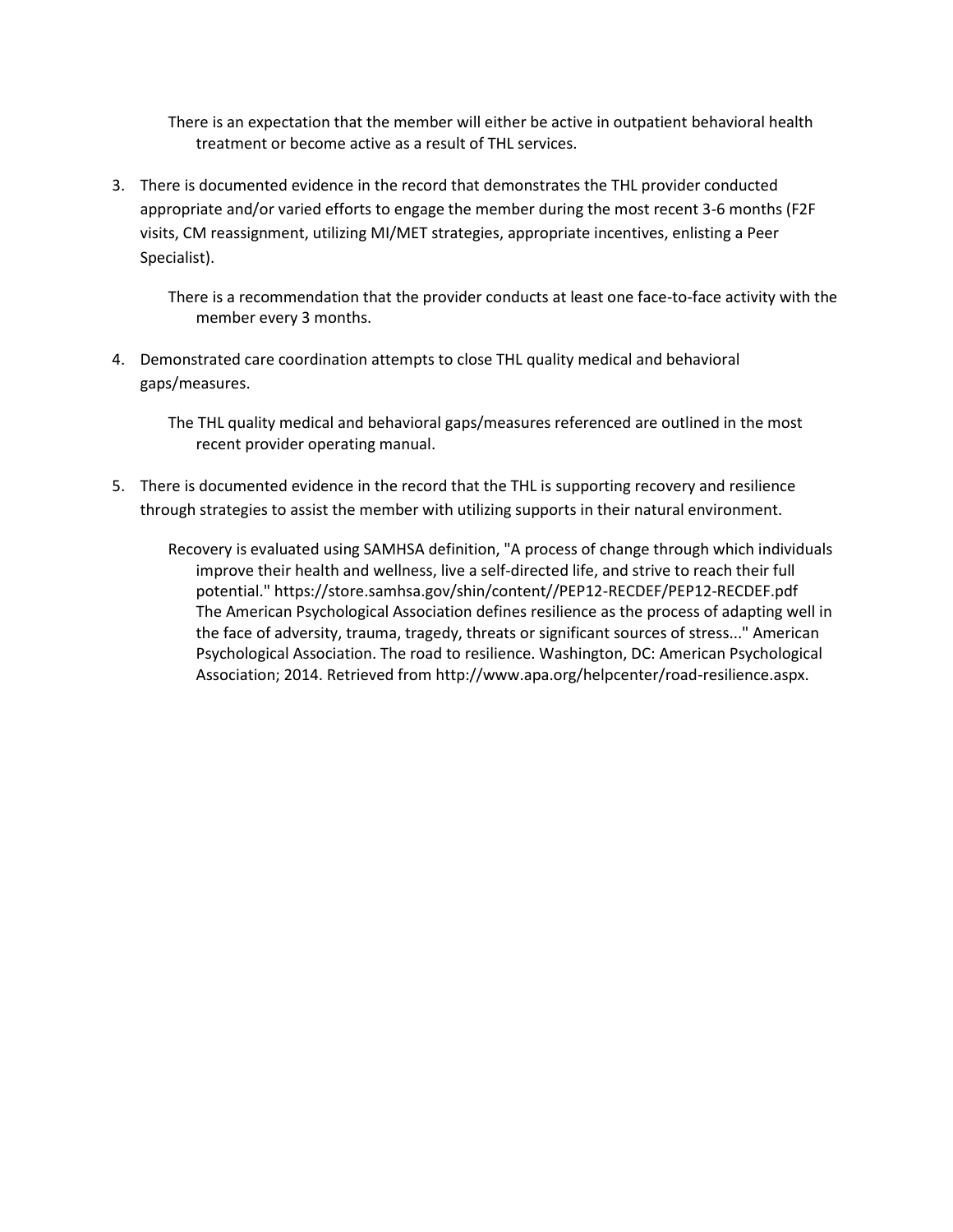There is an expectation that the member will either be active in outpatient behavioral health treatment or become active as a result of THL services.

3. There is documented evidence in the record that demonstrates the THL provider conducted appropriate and/or varied efforts to engage the member during the most recent 3-6 months (F2F visits, CM reassignment, utilizing MI/MET strategies, appropriate incentives, enlisting a Peer Specialist).

   There is a recommendation that the provider conducts at least one face-to-face activity with the member every 3 months.

4. Demonstrated care coordination attempts to close THL quality medical and behavioral gaps/measures.

   The THL quality medical and behavioral gaps/measures referenced are outlined in the most recent provider operating manual.

5. There is documented evidence in the record that the THL is supporting recovery and resilience through strategies to assist the member with utilizing supports in their natural environment.

   Recovery is evaluated using SAMHSA definition, "A process of change through which individuals improve their health and wellness, live a self-directed life, and strive to reach their full potential." https://store.samhsa.gov/shin/content//PEP12-RECDEF/PEP12-RECDEF.pdf The American Psychological Association defines resilience as the process of adapting well in the face of adversity, trauma, tragedy, threats or significant sources of stress..." American Psychological Association. The road to resilience. Washington, DC: American Psychological Association; 2014. Retrieved from http://www.apa.org/helpcenter/road-resilience.aspx.